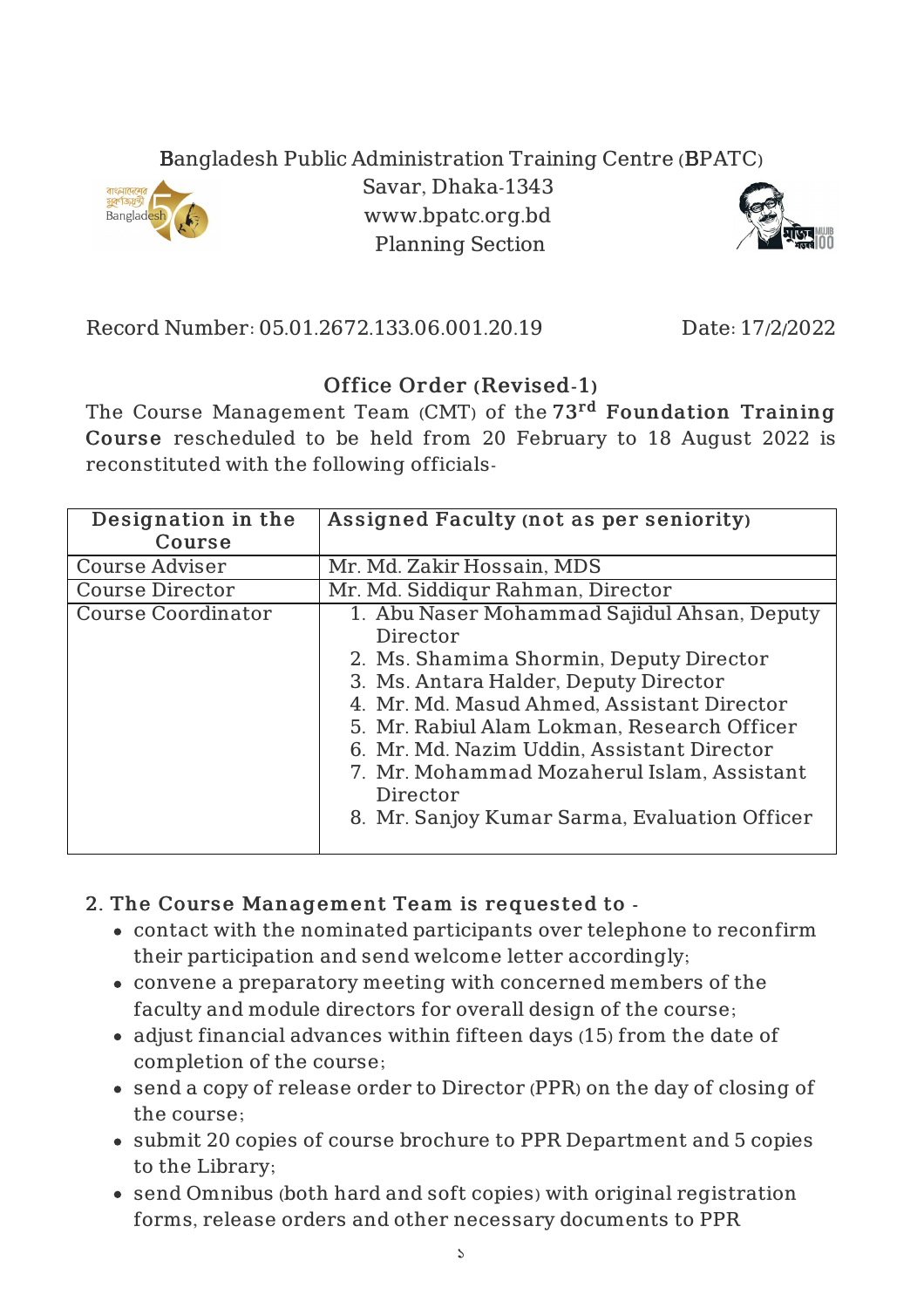Bangladesh Public Administration Training Centre (BPATC)
Savar, Dhaka-1343
www.bpatc.org.bd
Planning Section

Record Number: 05.01.2672.133.06.001.20.19 Date: 17/2/2022

## Office Order (Revised-1)

The Course Management Team (CMT) of the 73rd **Foundation Training Course** rescheduled to be held from 20 February to 18 August 2022 is reconstituted with the following officials-

| Designation in the Course | Assigned Faculty (not as per seniority) |
|---|---|
| Course Adviser | Mr. Md. Zakir Hossain, MDS |
| Course Director | Mr. Md. Siddiqur Rahman, Director |
| Course Coordinator | 1. Abu Naser Mohammad Sajidul Ahsan, Deputy Director<br>2. Ms. Shamima Shormin, Deputy Director<br>3. Ms. Antara Halder, Deputy Director<br>4. Mr. Md. Masud Ahmed, Assistant Director<br>5. Mr. Rabiul Alam Lokman, Research Officer<br>6. Mr. Md. Nazim Uddin, Assistant Director<br>7. Mr. Mohammad Mozaherul Islam, Assistant Director<br>8. Mr. Sanjoy Kumar Sarma, Evaluation Officer |

**2. The Course Management Team is requested to -**

- contact with the nominated participants over telephone to reconfirm their participation and send welcome letter accordingly;
- convene a preparatory meeting with concerned members of the faculty and module directors for overall design of the course;
- adjust financial advances within fifteen days (15) from the date of completion of the course;
- send a copy of release order to Director (PPR) on the day of closing of the course;
- submit 20 copies of course brochure to PPR Department and 5 copies to the Library;
- send Omnibus (both hard and soft copies) with original registration forms, release orders and other necessary documents to PPR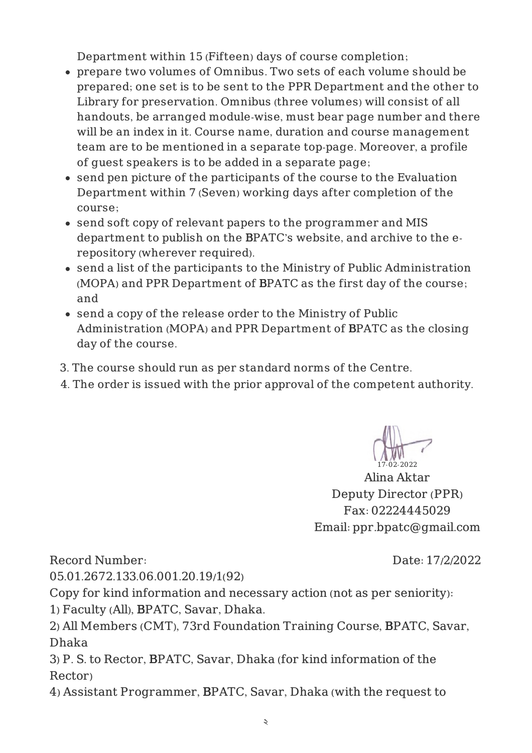Department within 15 (Fifteen) days of course completion;

- prepare two volumes of Omnibus. Two sets of each volume should be prepared; one set is to be sent to the PPR Department and the other to Library for preservation. Omnibus (three volumes) will consist of all handouts, be arranged module-wise, must bear page number and there will be an index in it. Course name, duration and course management team are to be mentioned in a separate top-page. Moreover, a profile of guest speakers is to be added in a separate page;
- send pen picture of the participants of the course to the Evaluation Department within 7 (Seven) working days after completion of the course;
- send soft copy of relevant papers to the programmer and MIS department to publish on the BPATC's website, and archive to the e-repository (wherever required).
- send a list of the participants to the Ministry of Public Administration (MOPA) and PPR Department of BPATC as the first day of the course; and
- send a copy of the release order to the Ministry of Public Administration (MOPA) and PPR Department of BPATC as the closing day of the course.

3. The course should run as per standard norms of the Centre.
4. The order is issued with the prior approval of the competent authority.

17-02-2022

Alina Aktar
Deputy Director (PPR)
Fax: 02224445029
Email: ppr.bpatc@gmail.com

Record Number: 05.01.2672.133.06.001.20.19/1(92)

Date: 17/2/2022

Copy for kind information and necessary action (not as per seniority):

1) Faculty (All), BPATC, Savar, Dhaka.
2) All Members (CMT), 73rd Foundation Training Course, BPATC, Savar, Dhaka
3) P. S. to Rector, BPATC, Savar, Dhaka (for kind information of the Rector)
4) Assistant Programmer, BPATC, Savar, Dhaka (with the request to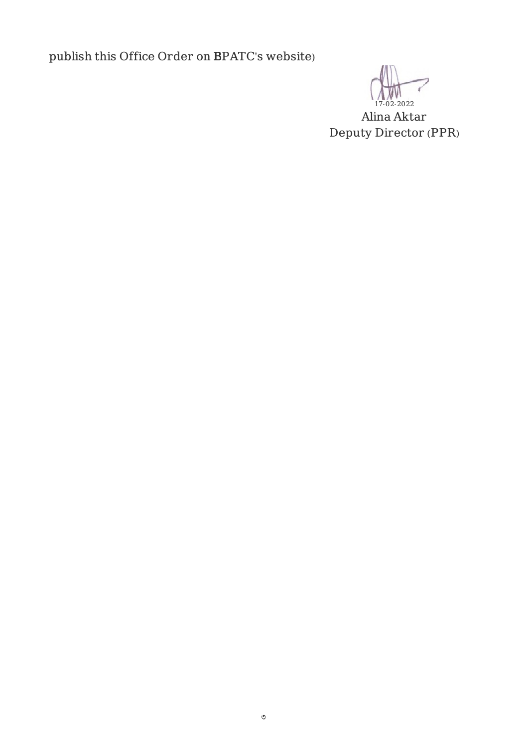publish this Office Order on BPATC's website।

17-02-2022
Alina Aktar
Deputy Director (PPR)